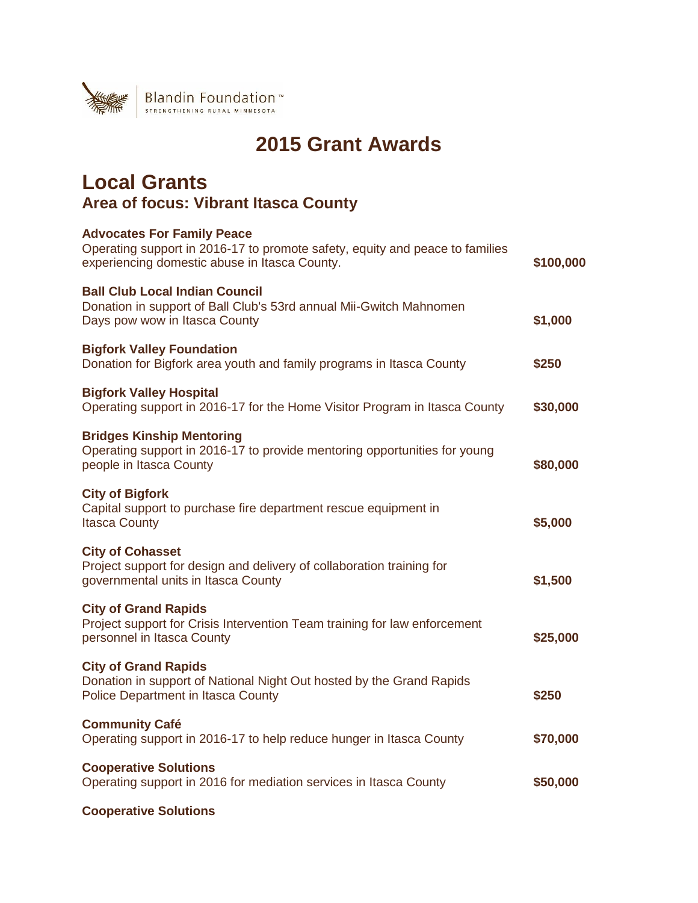Blandin Foundation™
STRENGTHENING RURAL MINNESOTA

# 2015 Grant Awards

## Local Grants
### Area of focus: Vibrant Itasca County

**Advocates For Family Peace**
Operating support in 2016-17 to promote safety, equity and peace to families experiencing domestic abuse in Itasca County. **$100,000**

**Ball Club Local Indian Council**
Donation in support of Ball Club's 53rd annual Mii-Gwitch Mahnomen Days pow wow in Itasca County **$1,000**

**Bigfork Valley Foundation**
Donation for Bigfork area youth and family programs in Itasca County **$250**

**Bigfork Valley Hospital**
Operating support in 2016-17 for the Home Visitor Program in Itasca County **$30,000**

**Bridges Kinship Mentoring**
Operating support in 2016-17 to provide mentoring opportunities for young people in Itasca County **$80,000**

**City of Bigfork**
Capital support to purchase fire department rescue equipment in Itasca County **$5,000**

**City of Cohasset**
Project support for design and delivery of collaboration training for governmental units in Itasca County **$1,500**

**City of Grand Rapids**
Project support for Crisis Intervention Team training for law enforcement personnel in Itasca County **$25,000**

**City of Grand Rapids**
Donation in support of National Night Out hosted by the Grand Rapids Police Department in Itasca County **$250**

**Community Café**
Operating support in 2016-17 to help reduce hunger in Itasca County **$70,000**

**Cooperative Solutions**
Operating support in 2016 for mediation services in Itasca County **$50,000**

**Cooperative Solutions**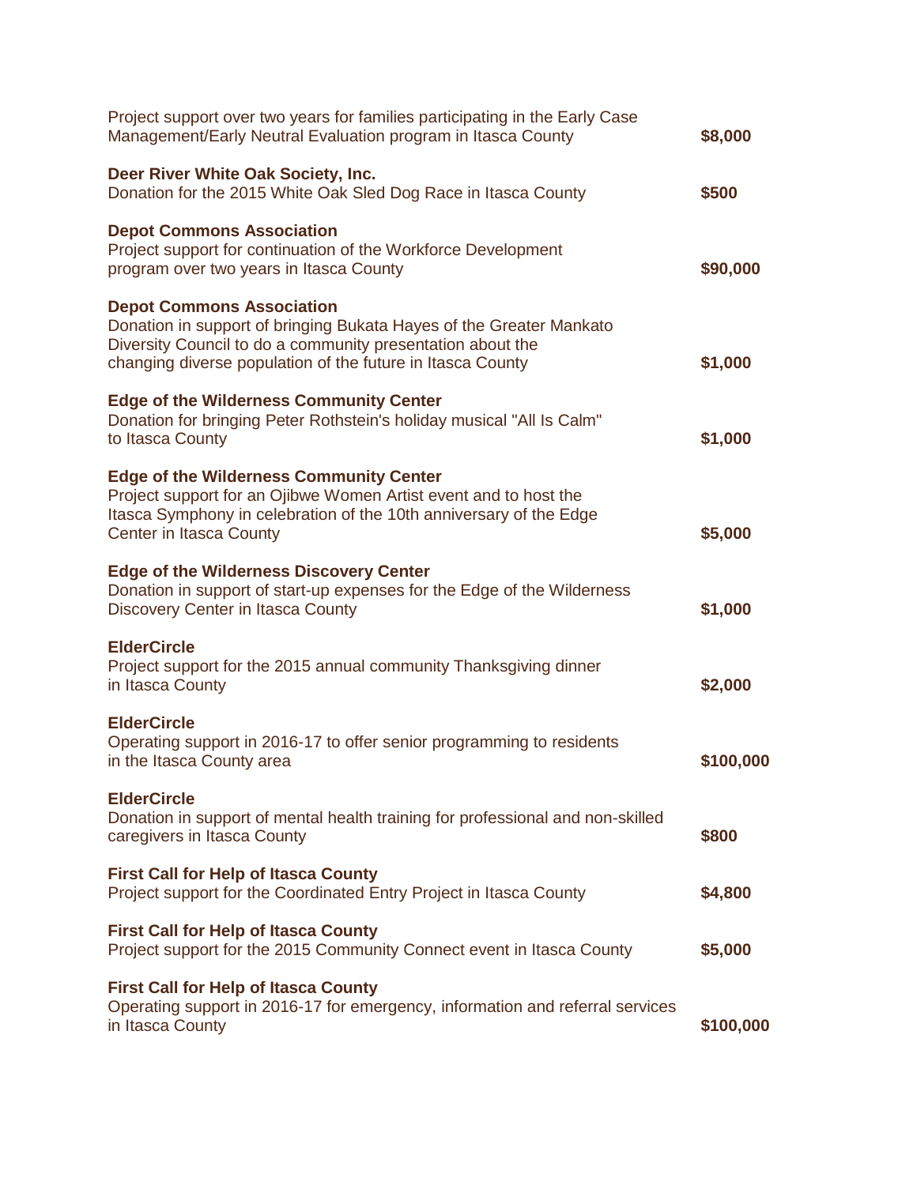Project support over two years for families participating in the Early Case Management/Early Neutral Evaluation program in Itasca County **$8,000**

**Deer River White Oak Society, Inc.**
Donation for the 2015 White Oak Sled Dog Race in Itasca County **$500**

**Depot Commons Association**
Project support for continuation of the Workforce Development program over two years in Itasca County **$90,000**

**Depot Commons Association**
Donation in support of bringing Bukata Hayes of the Greater Mankato Diversity Council to do a community presentation about the changing diverse population of the future in Itasca County **$1,000**

**Edge of the Wilderness Community Center**
Donation for bringing Peter Rothstein's holiday musical "All Is Calm" to Itasca County **$1,000**

**Edge of the Wilderness Community Center**
Project support for an Ojibwe Women Artist event and to host the Itasca Symphony in celebration of the 10th anniversary of the Edge Center in Itasca County **$5,000**

**Edge of the Wilderness Discovery Center**
Donation in support of start-up expenses for the Edge of the Wilderness Discovery Center in Itasca County **$1,000**

**ElderCircle**
Project support for the 2015 annual community Thanksgiving dinner in Itasca County **$2,000**

**ElderCircle**
Operating support in 2016-17 to offer senior programming to residents in the Itasca County area **$100,000**

**ElderCircle**
Donation in support of mental health training for professional and non-skilled caregivers in Itasca County **$800**

**First Call for Help of Itasca County**
Project support for the Coordinated Entry Project in Itasca County **$4,800**

**First Call for Help of Itasca County**
Project support for the 2015 Community Connect event in Itasca County **$5,000**

**First Call for Help of Itasca County**
Operating support in 2016-17 for emergency, information and referral services in Itasca County **$100,000**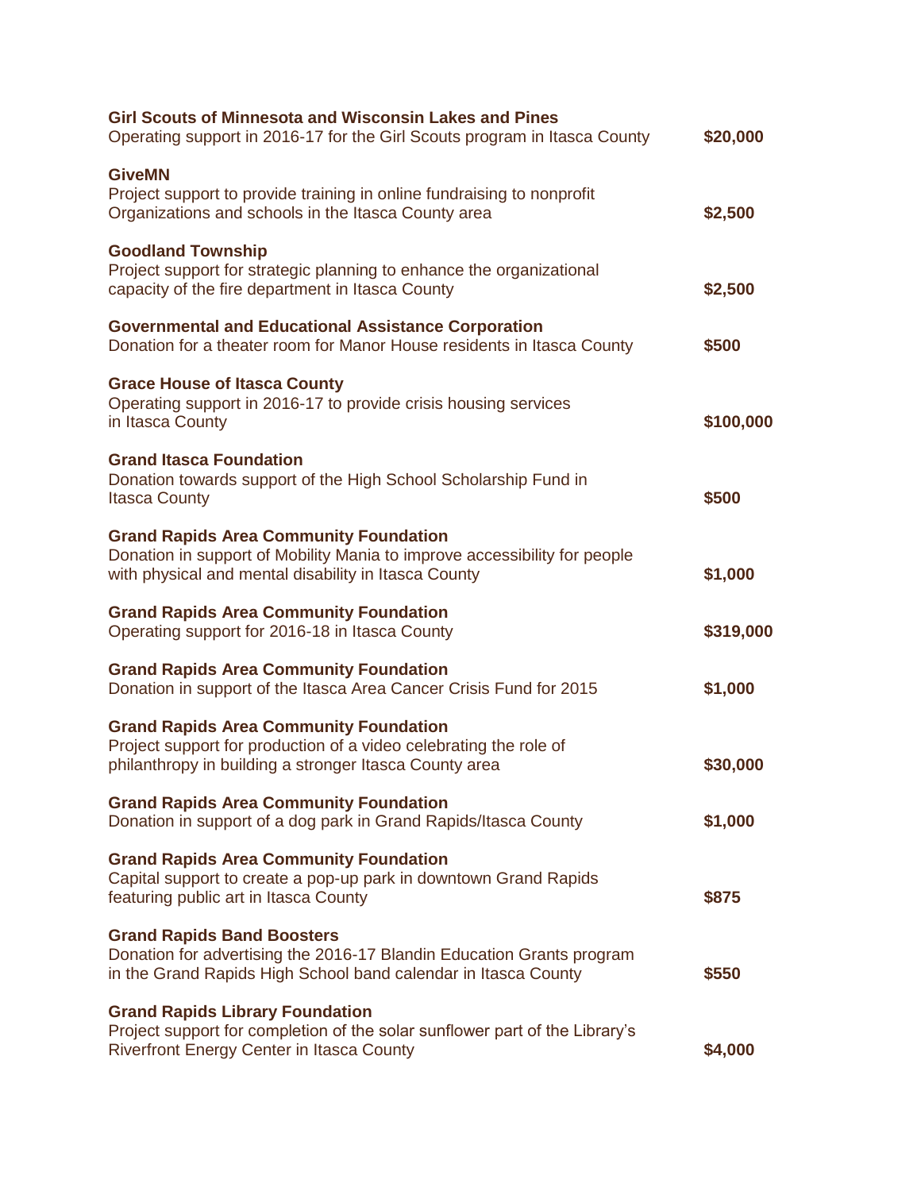**Girl Scouts of Minnesota and Wisconsin Lakes and Pines**
Operating support in 2016-17 for the Girl Scouts program in Itasca County **$20,000**

**GiveMN**
Project support to provide training in online fundraising to nonprofit Organizations and schools in the Itasca County area **$2,500**

**Goodland Township**
Project support for strategic planning to enhance the organizational capacity of the fire department in Itasca County **$2,500**

**Governmental and Educational Assistance Corporation**
Donation for a theater room for Manor House residents in Itasca County **$500**

**Grace House of Itasca County**
Operating support in 2016-17 to provide crisis housing services in Itasca County **$100,000**

**Grand Itasca Foundation**
Donation towards support of the High School Scholarship Fund in Itasca County **$500**

**Grand Rapids Area Community Foundation**
Donation in support of Mobility Mania to improve accessibility for people with physical and mental disability in Itasca County **$1,000**

**Grand Rapids Area Community Foundation**
Operating support for 2016-18 in Itasca County **$319,000**

**Grand Rapids Area Community Foundation**
Donation in support of the Itasca Area Cancer Crisis Fund for 2015 **$1,000**

**Grand Rapids Area Community Foundation**
Project support for production of a video celebrating the role of philanthropy in building a stronger Itasca County area **$30,000**

**Grand Rapids Area Community Foundation**
Donation in support of a dog park in Grand Rapids/Itasca County **$1,000**

**Grand Rapids Area Community Foundation**
Capital support to create a pop-up park in downtown Grand Rapids featuring public art in Itasca County **$875**

**Grand Rapids Band Boosters**
Donation for advertising the 2016-17 Blandin Education Grants program in the Grand Rapids High School band calendar in Itasca County **$550**

**Grand Rapids Library Foundation**
Project support for completion of the solar sunflower part of the Library's Riverfront Energy Center in Itasca County **$4,000**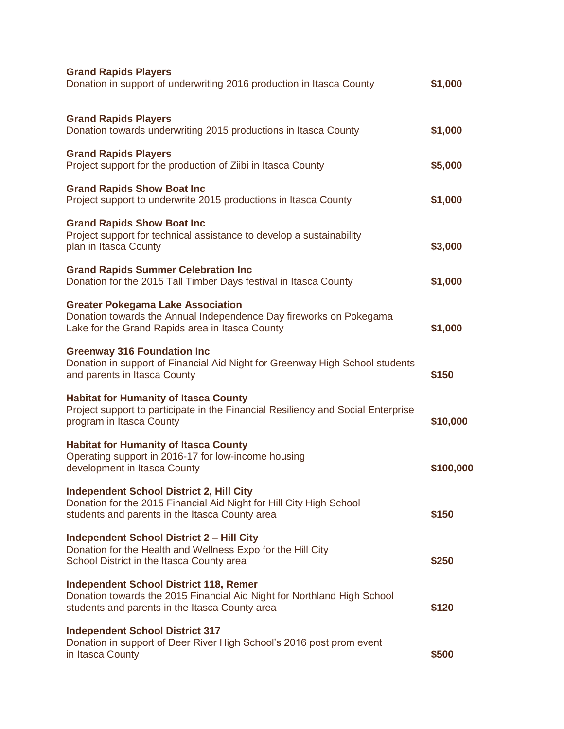**Grand Rapids Players**
Donation in support of underwriting 2016 production in Itasca County **$1,000**

**Grand Rapids Players**
Donation towards underwriting 2015 productions in Itasca County **$1,000**

**Grand Rapids Players**
Project support for the production of Ziibi in Itasca County **$5,000**

**Grand Rapids Show Boat Inc**
Project support to underwrite 2015 productions in Itasca County **$1,000**

**Grand Rapids Show Boat Inc**
Project support for technical assistance to develop a sustainability plan in Itasca County **$3,000**

**Grand Rapids Summer Celebration Inc**
Donation for the 2015 Tall Timber Days festival in Itasca County **$1,000**

**Greater Pokegama Lake Association**
Donation towards the Annual Independence Day fireworks on Pokegama Lake for the Grand Rapids area in Itasca County **$1,000**

**Greenway 316 Foundation Inc**
Donation in support of Financial Aid Night for Greenway High School students and parents in Itasca County **$150**

**Habitat for Humanity of Itasca County**
Project support to participate in the Financial Resiliency and Social Enterprise program in Itasca County **$10,000**

**Habitat for Humanity of Itasca County**
Operating support in 2016-17 for low-income housing development in Itasca County **$100,000**

**Independent School District 2, Hill City**
Donation for the 2015 Financial Aid Night for Hill City High School students and parents in the Itasca County area **$150**

**Independent School District 2 – Hill City**
Donation for the Health and Wellness Expo for the Hill City School District in the Itasca County area **$250**

**Independent School District 118, Remer**
Donation towards the 2015 Financial Aid Night for Northland High School students and parents in the Itasca County area **$120**

**Independent School District 317**
Donation in support of Deer River High School's 2016 post prom event in Itasca County **$500**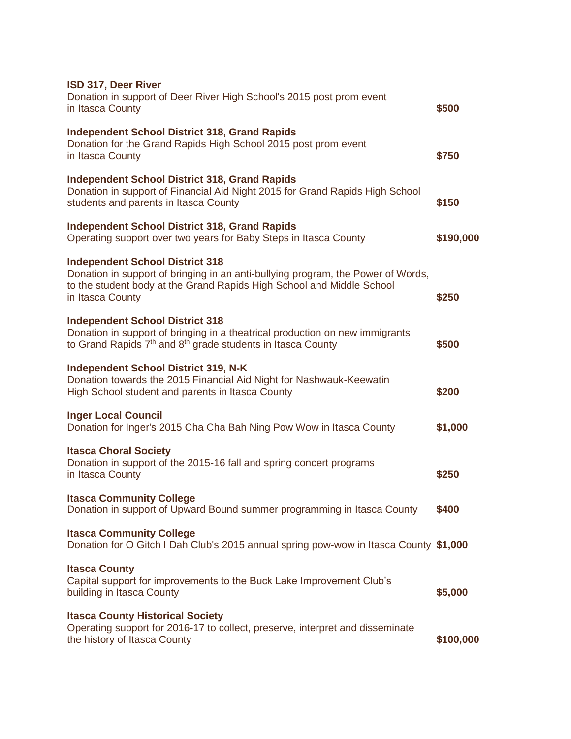**ISD 317, Deer River**
Donation in support of Deer River High School's 2015 post prom event in Itasca County **$500**

**Independent School District 318, Grand Rapids**
Donation for the Grand Rapids High School 2015 post prom event in Itasca County **$750**

**Independent School District 318, Grand Rapids**
Donation in support of Financial Aid Night 2015 for Grand Rapids High School students and parents in Itasca County **$150**

**Independent School District 318, Grand Rapids**
Operating support over two years for Baby Steps in Itasca County **$190,000**

**Independent School District 318**
Donation in support of bringing in an anti-bullying program, the Power of Words, to the student body at the Grand Rapids High School and Middle School in Itasca County **$250**

**Independent School District 318**
Donation in support of bringing in a theatrical production on new immigrants to Grand Rapids 7th and 8th grade students in Itasca County **$500**

**Independent School District 319, N-K**
Donation towards the 2015 Financial Aid Night for Nashwauk-Keewatin High School student and parents in Itasca County **$200**

**Inger Local Council**
Donation for Inger's 2015 Cha Cha Bah Ning Pow Wow in Itasca County **$1,000**

**Itasca Choral Society**
Donation in support of the 2015-16 fall and spring concert programs in Itasca County **$250**

**Itasca Community College**
Donation in support of Upward Bound summer programming in Itasca County **$400**

**Itasca Community College**
Donation for O Gitch I Dah Club's 2015 annual spring pow-wow in Itasca County **$1,000**

**Itasca County**
Capital support for improvements to the Buck Lake Improvement Club's building in Itasca County **$5,000**

**Itasca County Historical Society**
Operating support for 2016-17 to collect, preserve, interpret and disseminate the history of Itasca County **$100,000**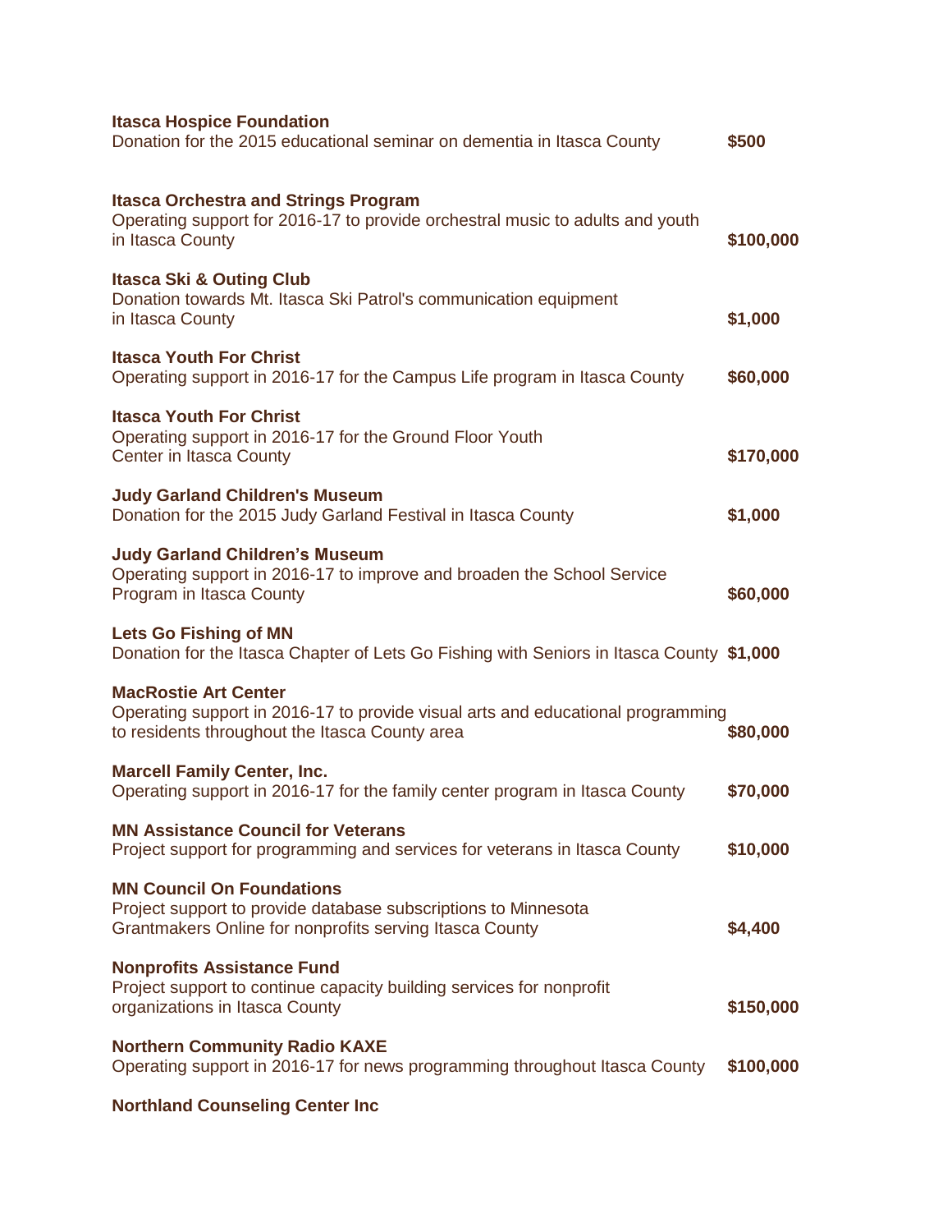**Itasca Hospice Foundation**
Donation for the 2015 educational seminar on dementia in Itasca County **$500**

**Itasca Orchestra and Strings Program**
Operating support for 2016-17 to provide orchestral music to adults and youth in Itasca County **$100,000**

**Itasca Ski & Outing Club**
Donation towards Mt. Itasca Ski Patrol's communication equipment in Itasca County **$1,000**

**Itasca Youth For Christ**
Operating support in 2016-17 for the Campus Life program in Itasca County **$60,000**

**Itasca Youth For Christ**
Operating support in 2016-17 for the Ground Floor Youth Center in Itasca County **$170,000**

**Judy Garland Children's Museum**
Donation for the 2015 Judy Garland Festival in Itasca County **$1,000**

**Judy Garland Children's Museum**
Operating support in 2016-17 to improve and broaden the School Service Program in Itasca County **$60,000**

**Lets Go Fishing of MN**
Donation for the Itasca Chapter of Lets Go Fishing with Seniors in Itasca County **$1,000**

**MacRostie Art Center**
Operating support in 2016-17 to provide visual arts and educational programming to residents throughout the Itasca County area **$80,000**

**Marcell Family Center, Inc.**
Operating support in 2016-17 for the family center program in Itasca County **$70,000**

**MN Assistance Council for Veterans**
Project support for programming and services for veterans in Itasca County **$10,000**

**MN Council On Foundations**
Project support to provide database subscriptions to Minnesota Grantmakers Online for nonprofits serving Itasca County **$4,400**

**Nonprofits Assistance Fund**
Project support to continue capacity building services for nonprofit organizations in Itasca County **$150,000**

**Northern Community Radio KAXE**
Operating support in 2016-17 for news programming throughout Itasca County **$100,000**

**Northland Counseling Center Inc**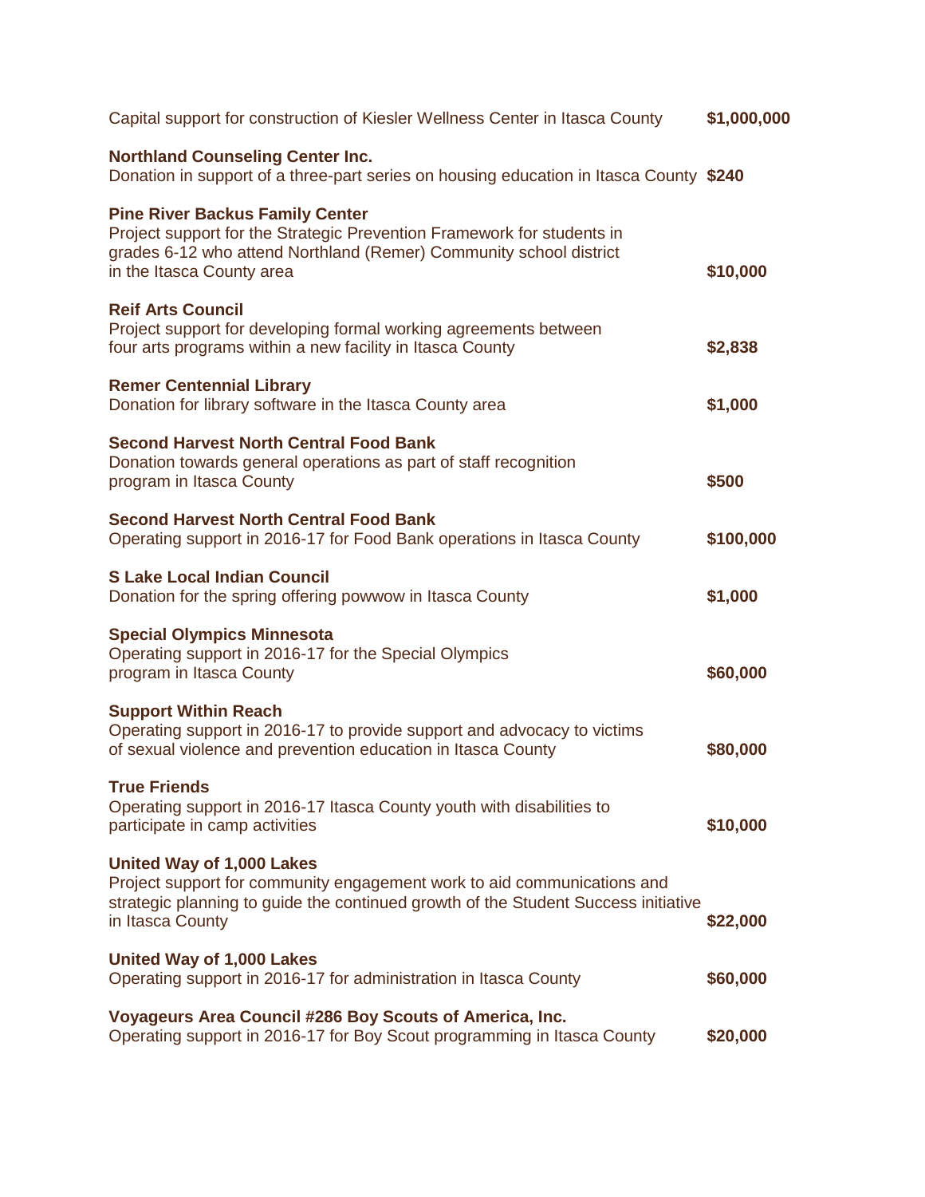Capital support for construction of Kiesler Wellness Center in Itasca County **$1,000,000**

**Northland Counseling Center Inc.**
Donation in support of a three-part series on housing education in Itasca County **$240**

**Pine River Backus Family Center**
Project support for the Strategic Prevention Framework for students in grades 6-12 who attend Northland (Remer) Community school district in the Itasca County area **$10,000**

**Reif Arts Council**
Project support for developing formal working agreements between four arts programs within a new facility in Itasca County **$2,838**

**Remer Centennial Library**
Donation for library software in the Itasca County area **$1,000**

**Second Harvest North Central Food Bank**
Donation towards general operations as part of staff recognition program in Itasca County **$500**

**Second Harvest North Central Food Bank**
Operating support in 2016-17 for Food Bank operations in Itasca County **$100,000**

**S Lake Local Indian Council**
Donation for the spring offering powwow in Itasca County **$1,000**

**Special Olympics Minnesota**
Operating support in 2016-17 for the Special Olympics program in Itasca County **$60,000**

**Support Within Reach**
Operating support in 2016-17 to provide support and advocacy to victims of sexual violence and prevention education in Itasca County **$80,000**

**True Friends**
Operating support in 2016-17 Itasca County youth with disabilities to participate in camp activities **$10,000**

**United Way of 1,000 Lakes**
Project support for community engagement work to aid communications and strategic planning to guide the continued growth of the Student Success initiative in Itasca County **$22,000**

**United Way of 1,000 Lakes**
Operating support in 2016-17 for administration in Itasca County **$60,000**

**Voyageurs Area Council #286 Boy Scouts of America, Inc.**
Operating support in 2016-17 for Boy Scout programming in Itasca County **$20,000**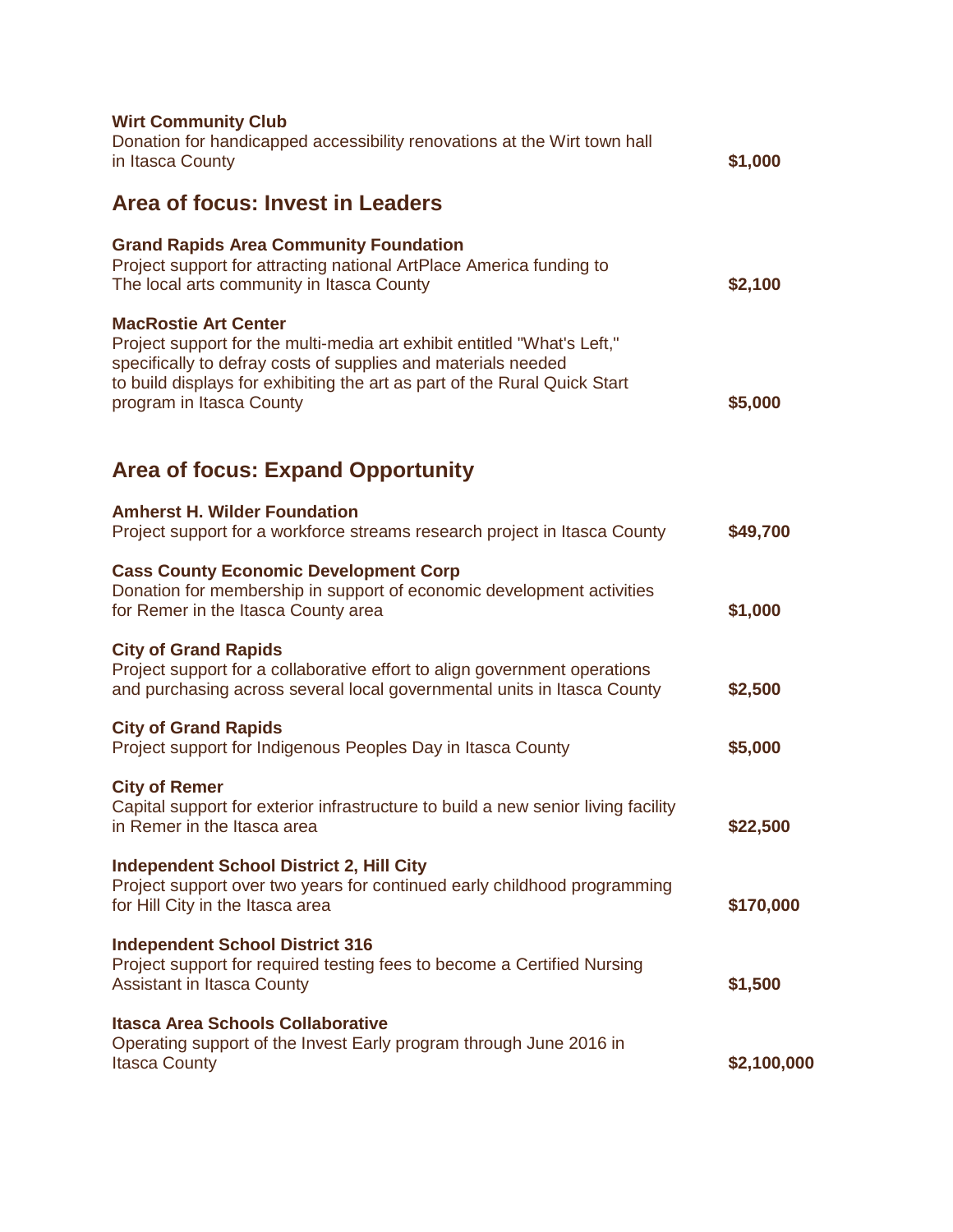**Wirt Community Club**
Donation for handicapped accessibility renovations at the Wirt town hall in Itasca County **$1,000**

## Area of focus: Invest in Leaders

**Grand Rapids Area Community Foundation**
Project support for attracting national ArtPlace America funding to The local arts community in Itasca County **$2,100**

**MacRostie Art Center**
Project support for the multi-media art exhibit entitled "What's Left," specifically to defray costs of supplies and materials needed to build displays for exhibiting the art as part of the Rural Quick Start program in Itasca County **$5,000**

## Area of focus: Expand Opportunity

**Amherst H. Wilder Foundation**
Project support for a workforce streams research project in Itasca County **$49,700**

**Cass County Economic Development Corp**
Donation for membership in support of economic development activities for Remer in the Itasca County area **$1,000**

**City of Grand Rapids**
Project support for a collaborative effort to align government operations and purchasing across several local governmental units in Itasca County **$2,500**

**City of Grand Rapids**
Project support for Indigenous Peoples Day in Itasca County **$5,000**

**City of Remer**
Capital support for exterior infrastructure to build a new senior living facility in Remer in the Itasca area **$22,500**

**Independent School District 2, Hill City**
Project support over two years for continued early childhood programming for Hill City in the Itasca area **$170,000**

**Independent School District 316**
Project support for required testing fees to become a Certified Nursing Assistant in Itasca County **$1,500**

**Itasca Area Schools Collaborative**
Operating support of the Invest Early program through June 2016 in Itasca County **$2,100,000**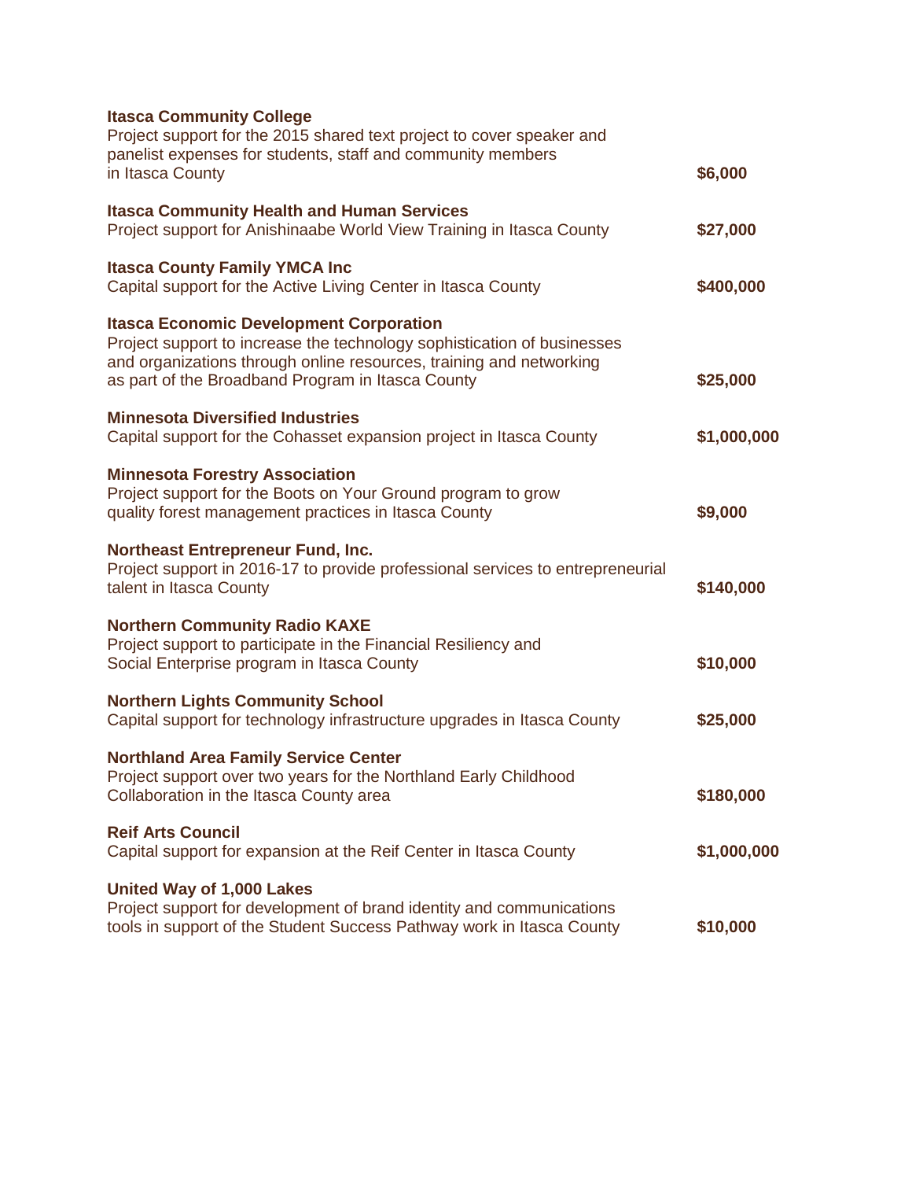**Itasca Community College**
Project support for the 2015 shared text project to cover speaker and panelist expenses for students, staff and community members in Itasca County **$6,000**

**Itasca Community Health and Human Services**
Project support for Anishinaabe World View Training in Itasca County **$27,000**

**Itasca County Family YMCA Inc**
Capital support for the Active Living Center in Itasca County **$400,000**

**Itasca Economic Development Corporation**
Project support to increase the technology sophistication of businesses and organizations through online resources, training and networking as part of the Broadband Program in Itasca County **$25,000**

**Minnesota Diversified Industries**
Capital support for the Cohasset expansion project in Itasca County **$1,000,000**

**Minnesota Forestry Association**
Project support for the Boots on Your Ground program to grow quality forest management practices in Itasca County **$9,000**

**Northeast Entrepreneur Fund, Inc.**
Project support in 2016-17 to provide professional services to entrepreneurial talent in Itasca County **$140,000**

**Northern Community Radio KAXE**
Project support to participate in the Financial Resiliency and Social Enterprise program in Itasca County **$10,000**

**Northern Lights Community School**
Capital support for technology infrastructure upgrades in Itasca County **$25,000**

**Northland Area Family Service Center**
Project support over two years for the Northland Early Childhood Collaboration in the Itasca County area **$180,000**

**Reif Arts Council**
Capital support for expansion at the Reif Center in Itasca County **$1,000,000**

**United Way of 1,000 Lakes**
Project support for development of brand identity and communications tools in support of the Student Success Pathway work in Itasca County **$10,000**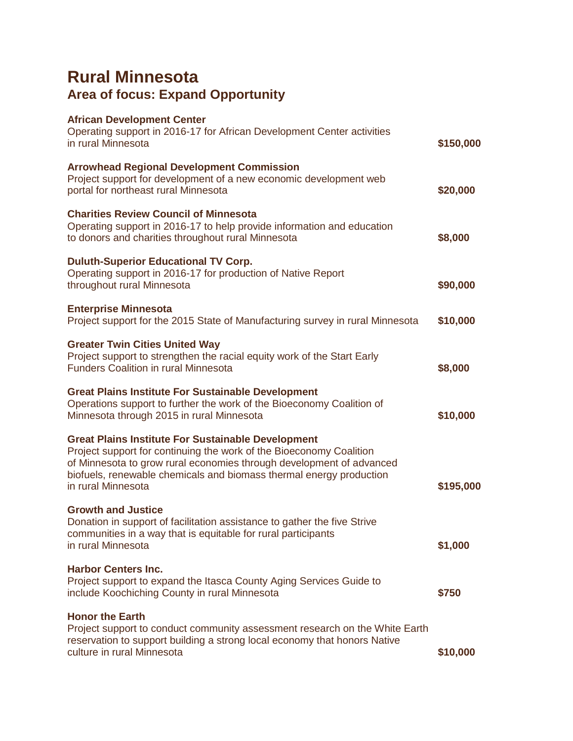# Rural Minnesota

## Area of focus: Expand Opportunity

**African Development Center**
Operating support in 2016-17 for African Development Center activities in rural Minnesota **$150,000**

**Arrowhead Regional Development Commission**
Project support for development of a new economic development web portal for northeast rural Minnesota **$20,000**

**Charities Review Council of Minnesota**
Operating support in 2016-17 to help provide information and education to donors and charities throughout rural Minnesota **$8,000**

**Duluth-Superior Educational TV Corp.**
Operating support in 2016-17 for production of Native Report throughout rural Minnesota **$90,000**

**Enterprise Minnesota**
Project support for the 2015 State of Manufacturing survey in rural Minnesota **$10,000**

**Greater Twin Cities United Way**
Project support to strengthen the racial equity work of the Start Early Funders Coalition in rural Minnesota **$8,000**

**Great Plains Institute For Sustainable Development**
Operations support to further the work of the Bioeconomy Coalition of Minnesota through 2015 in rural Minnesota **$10,000**

**Great Plains Institute For Sustainable Development**
Project support for continuing the work of the Bioeconomy Coalition of Minnesota to grow rural economies through development of advanced biofuels, renewable chemicals and biomass thermal energy production in rural Minnesota **$195,000**

**Growth and Justice**
Donation in support of facilitation assistance to gather the five Strive communities in a way that is equitable for rural participants in rural Minnesota **$1,000**

**Harbor Centers Inc.**
Project support to expand the Itasca County Aging Services Guide to include Koochiching County in rural Minnesota **$750**

**Honor the Earth**
Project support to conduct community assessment research on the White Earth reservation to support building a strong local economy that honors Native culture in rural Minnesota **$10,000**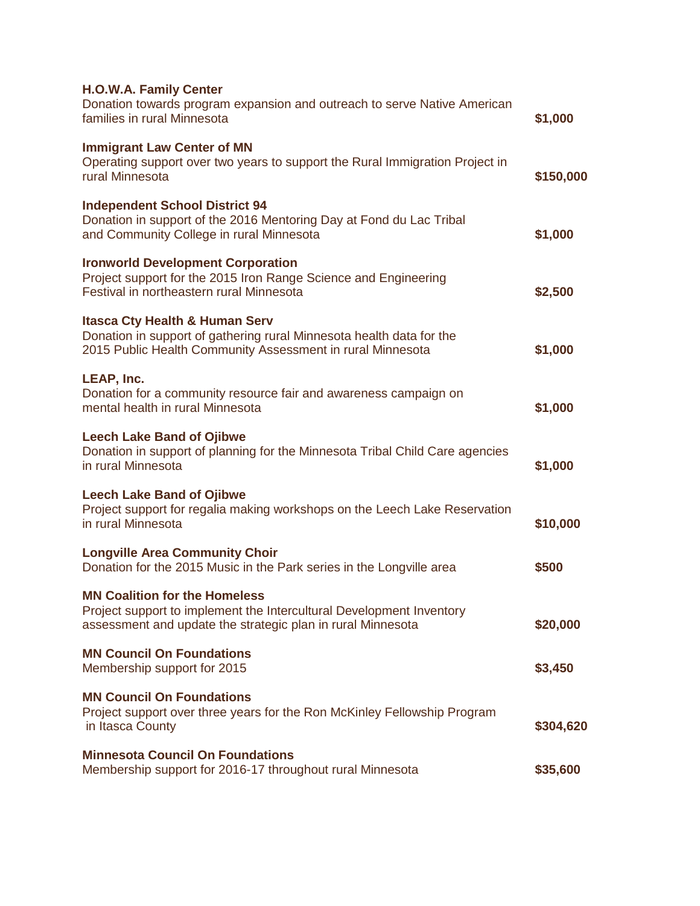**H.O.W.A. Family Center**
Donation towards program expansion and outreach to serve Native American families in rural Minnesota **$1,000**

**Immigrant Law Center of MN**
Operating support over two years to support the Rural Immigration Project in rural Minnesota **$150,000**

**Independent School District 94**
Donation in support of the 2016 Mentoring Day at Fond du Lac Tribal and Community College in rural Minnesota **$1,000**

**Ironworld Development Corporation**
Project support for the 2015 Iron Range Science and Engineering Festival in northeastern rural Minnesota **$2,500**

**Itasca Cty Health & Human Serv**
Donation in support of gathering rural Minnesota health data for the 2015 Public Health Community Assessment in rural Minnesota **$1,000**

**LEAP, Inc.**
Donation for a community resource fair and awareness campaign on mental health in rural Minnesota **$1,000**

**Leech Lake Band of Ojibwe**
Donation in support of planning for the Minnesota Tribal Child Care agencies in rural Minnesota **$1,000**

**Leech Lake Band of Ojibwe**
Project support for regalia making workshops on the Leech Lake Reservation in rural Minnesota **$10,000**

**Longville Area Community Choir**
Donation for the 2015 Music in the Park series in the Longville area **$500**

**MN Coalition for the Homeless**
Project support to implement the Intercultural Development Inventory assessment and update the strategic plan in rural Minnesota **$20,000**

**MN Council On Foundations**
Membership support for 2015 **$3,450**

**MN Council On Foundations**
Project support over three years for the Ron McKinley Fellowship Program in Itasca County **$304,620**

**Minnesota Council On Foundations**
Membership support for 2016-17 throughout rural Minnesota **$35,600**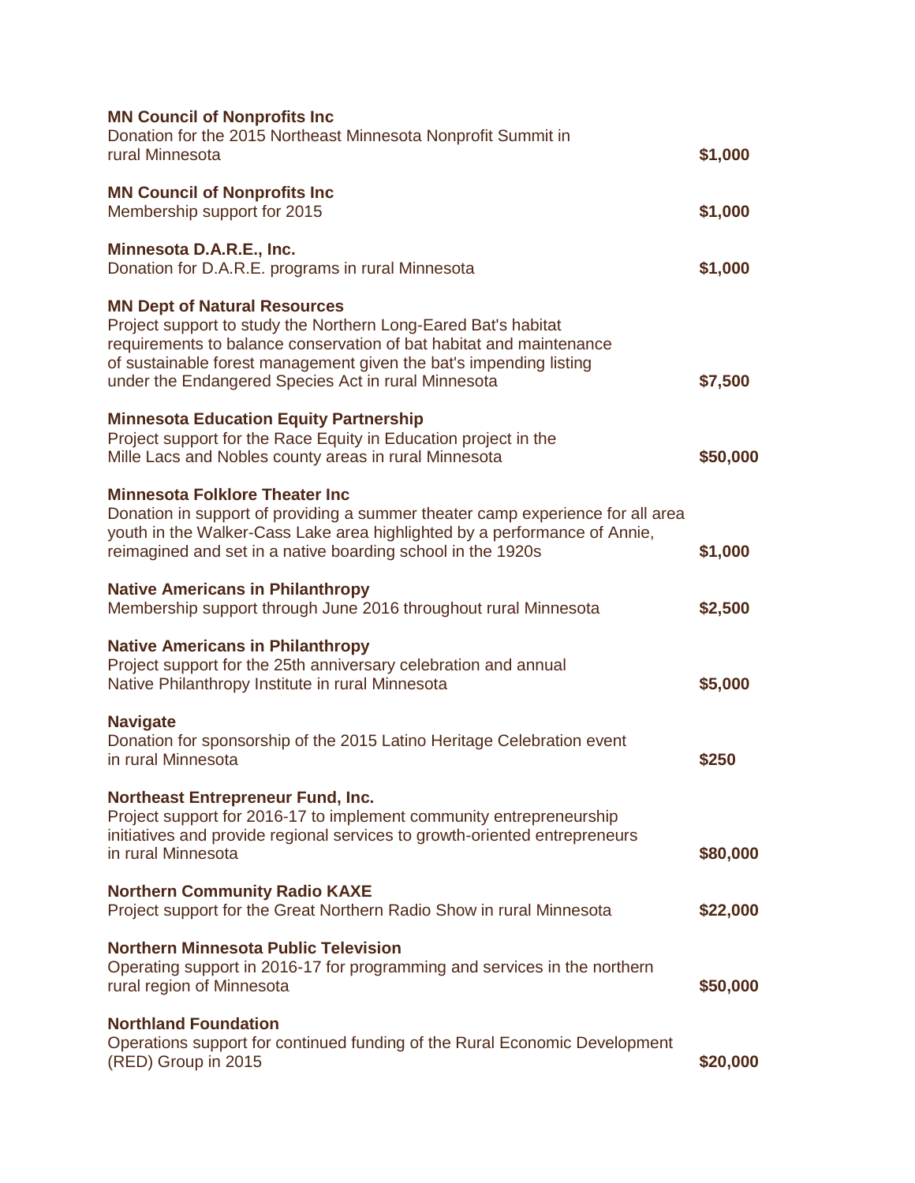**MN Council of Nonprofits Inc**
Donation for the 2015 Northeast Minnesota Nonprofit Summit in rural Minnesota **$1,000**

**MN Council of Nonprofits Inc**
Membership support for 2015 **$1,000**

**Minnesota D.A.R.E., Inc.**
Donation for D.A.R.E. programs in rural Minnesota **$1,000**

**MN Dept of Natural Resources**
Project support to study the Northern Long-Eared Bat's habitat requirements to balance conservation of bat habitat and maintenance of sustainable forest management given the bat's impending listing under the Endangered Species Act in rural Minnesota **$7,500**

**Minnesota Education Equity Partnership**
Project support for the Race Equity in Education project in the Mille Lacs and Nobles county areas in rural Minnesota **$50,000**

**Minnesota Folklore Theater Inc**
Donation in support of providing a summer theater camp experience for all area youth in the Walker-Cass Lake area highlighted by a performance of Annie, reimagined and set in a native boarding school in the 1920s **$1,000**

**Native Americans in Philanthropy**
Membership support through June 2016 throughout rural Minnesota **$2,500**

**Native Americans in Philanthropy**
Project support for the 25th anniversary celebration and annual Native Philanthropy Institute in rural Minnesota **$5,000**

**Navigate**
Donation for sponsorship of the 2015 Latino Heritage Celebration event in rural Minnesota **$250**

**Northeast Entrepreneur Fund, Inc.**
Project support for 2016-17 to implement community entrepreneurship initiatives and provide regional services to growth-oriented entrepreneurs in rural Minnesota **$80,000**

**Northern Community Radio KAXE**
Project support for the Great Northern Radio Show in rural Minnesota **$22,000**

**Northern Minnesota Public Television**
Operating support in 2016-17 for programming and services in the northern rural region of Minnesota **$50,000**

**Northland Foundation**
Operations support for continued funding of the Rural Economic Development (RED) Group in 2015 **$20,000**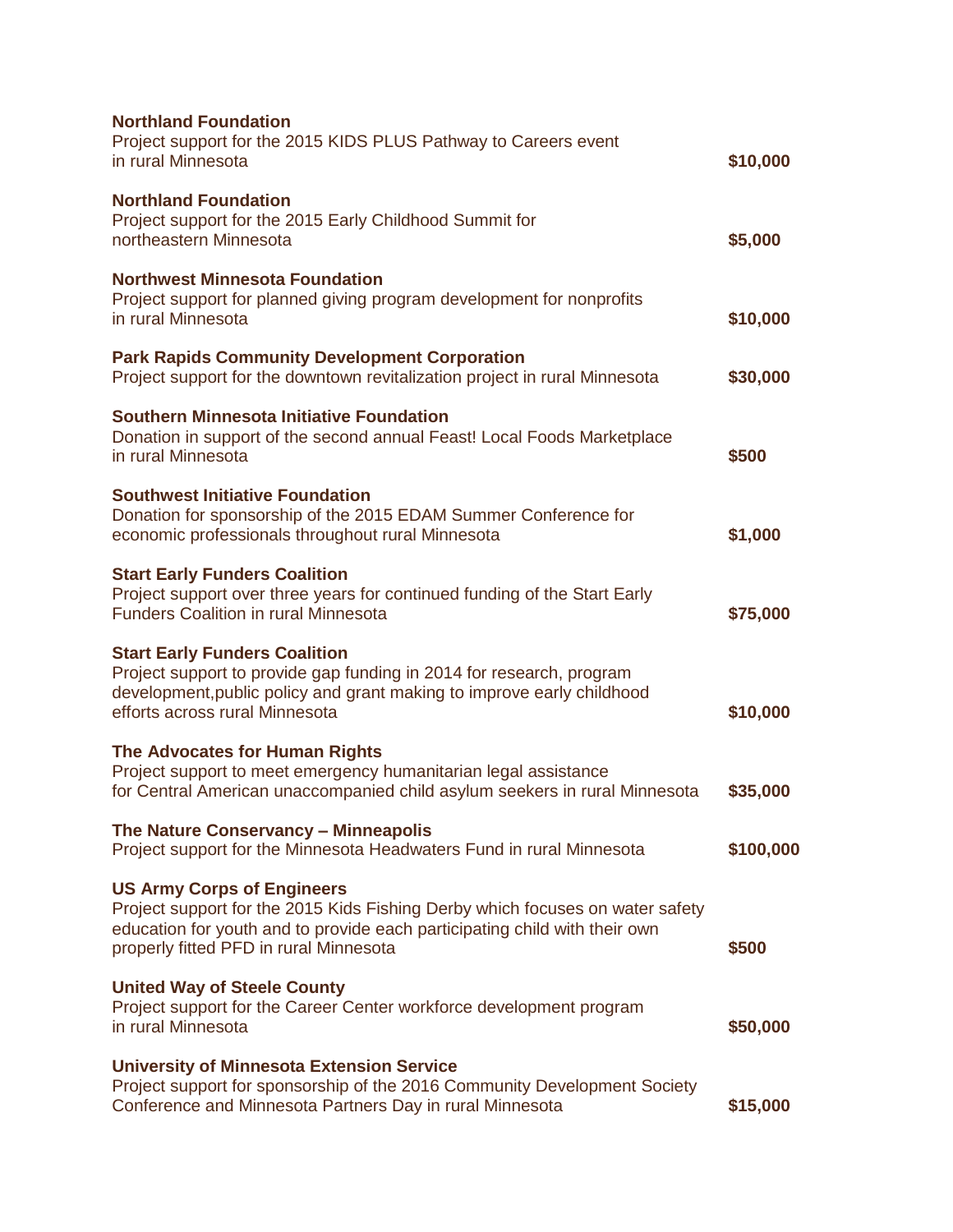**Northland Foundation**
Project support for the 2015 KIDS PLUS Pathway to Careers event in rural Minnesota — **$10,000**

**Northland Foundation**
Project support for the 2015 Early Childhood Summit for northeastern Minnesota — **$5,000**

**Northwest Minnesota Foundation**
Project support for planned giving program development for nonprofits in rural Minnesota — **$10,000**

**Park Rapids Community Development Corporation**
Project support for the downtown revitalization project in rural Minnesota — **$30,000**

**Southern Minnesota Initiative Foundation**
Donation in support of the second annual Feast! Local Foods Marketplace in rural Minnesota — **$500**

**Southwest Initiative Foundation**
Donation for sponsorship of the 2015 EDAM Summer Conference for economic professionals throughout rural Minnesota — **$1,000**

**Start Early Funders Coalition**
Project support over three years for continued funding of the Start Early Funders Coalition in rural Minnesota — **$75,000**

**Start Early Funders Coalition**
Project support to provide gap funding in 2014 for research, program development,public policy and grant making to improve early childhood efforts across rural Minnesota — **$10,000**

**The Advocates for Human Rights**
Project support to meet emergency humanitarian legal assistance for Central American unaccompanied child asylum seekers in rural Minnesota — **$35,000**

**The Nature Conservancy – Minneapolis**
Project support for the Minnesota Headwaters Fund in rural Minnesota — **$100,000**

**US Army Corps of Engineers**
Project support for the 2015 Kids Fishing Derby which focuses on water safety education for youth and to provide each participating child with their own properly fitted PFD in rural Minnesota — **$500**

**United Way of Steele County**
Project support for the Career Center workforce development program in rural Minnesota — **$50,000**

**University of Minnesota Extension Service**
Project support for sponsorship of the 2016 Community Development Society Conference and Minnesota Partners Day in rural Minnesota — **$15,000**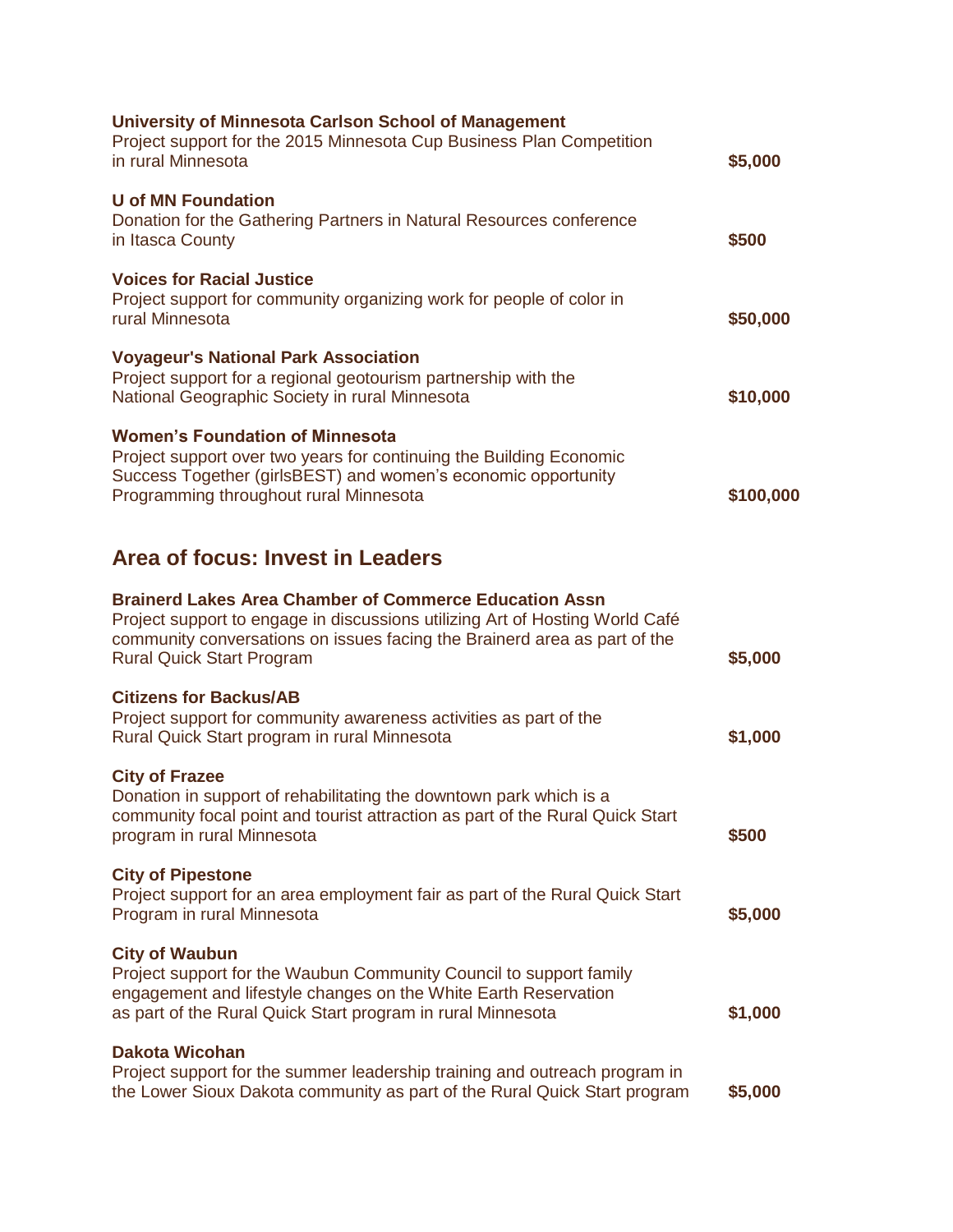**University of Minnesota Carlson School of Management**
Project support for the 2015 Minnesota Cup Business Plan Competition in rural Minnesota **$5,000**

**U of MN Foundation**
Donation for the Gathering Partners in Natural Resources conference in Itasca County **$500**

**Voices for Racial Justice**
Project support for community organizing work for people of color in rural Minnesota **$50,000**

**Voyageur's National Park Association**
Project support for a regional geotourism partnership with the National Geographic Society in rural Minnesota **$10,000**

**Women's Foundation of Minnesota**
Project support over two years for continuing the Building Economic Success Together (girlsBEST) and women's economic opportunity Programming throughout rural Minnesota **$100,000**

## Area of focus: Invest in Leaders

**Brainerd Lakes Area Chamber of Commerce Education Assn**
Project support to engage in discussions utilizing Art of Hosting World Café community conversations on issues facing the Brainerd area as part of the Rural Quick Start Program **$5,000**

**Citizens for Backus/AB**
Project support for community awareness activities as part of the Rural Quick Start program in rural Minnesota **$1,000**

**City of Frazee**
Donation in support of rehabilitating the downtown park which is a community focal point and tourist attraction as part of the Rural Quick Start program in rural Minnesota **$500**

**City of Pipestone**
Project support for an area employment fair as part of the Rural Quick Start Program in rural Minnesota **$5,000**

**City of Waubun**
Project support for the Waubun Community Council to support family engagement and lifestyle changes on the White Earth Reservation as part of the Rural Quick Start program in rural Minnesota **$1,000**

**Dakota Wicohan**
Project support for the summer leadership training and outreach program in the Lower Sioux Dakota community as part of the Rural Quick Start program **$5,000**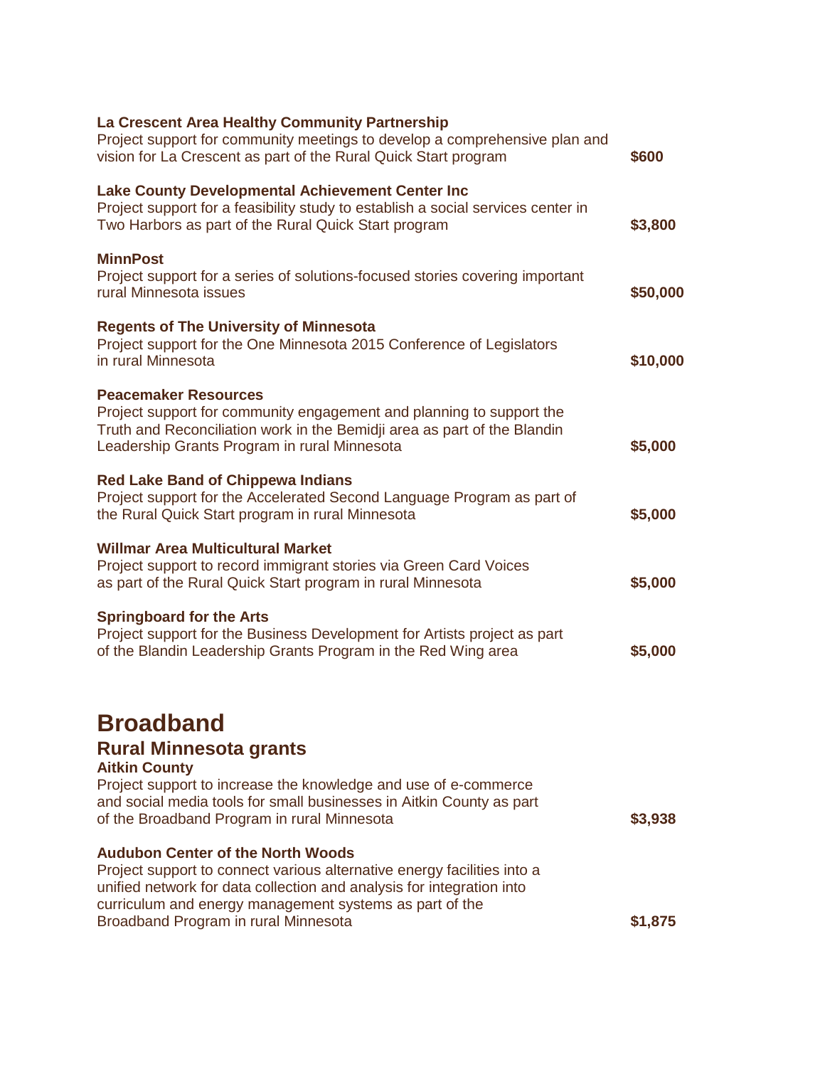**La Crescent Area Healthy Community Partnership**
Project support for community meetings to develop a comprehensive plan and vision for La Crescent as part of the Rural Quick Start program **$600**

**Lake County Developmental Achievement Center Inc**
Project support for a feasibility study to establish a social services center in Two Harbors as part of the Rural Quick Start program **$3,800**

**MinnPost**
Project support for a series of solutions-focused stories covering important rural Minnesota issues **$50,000**

**Regents of The University of Minnesota**
Project support for the One Minnesota 2015 Conference of Legislators in rural Minnesota **$10,000**

**Peacemaker Resources**
Project support for community engagement and planning to support the Truth and Reconciliation work in the Bemidji area as part of the Blandin Leadership Grants Program in rural Minnesota **$5,000**

**Red Lake Band of Chippewa Indians**
Project support for the Accelerated Second Language Program as part of the Rural Quick Start program in rural Minnesota **$5,000**

**Willmar Area Multicultural Market**
Project support to record immigrant stories via Green Card Voices as part of the Rural Quick Start program in rural Minnesota **$5,000**

**Springboard for the Arts**
Project support for the Business Development for Artists project as part of the Blandin Leadership Grants Program in the Red Wing area **$5,000**

# Broadband

## Rural Minnesota grants

**Aitkin County**
Project support to increase the knowledge and use of e-commerce and social media tools for small businesses in Aitkin County as part of the Broadband Program in rural Minnesota **$3,938**

**Audubon Center of the North Woods**
Project support to connect various alternative energy facilities into a unified network for data collection and analysis for integration into curriculum and energy management systems as part of the Broadband Program in rural Minnesota **$1,875**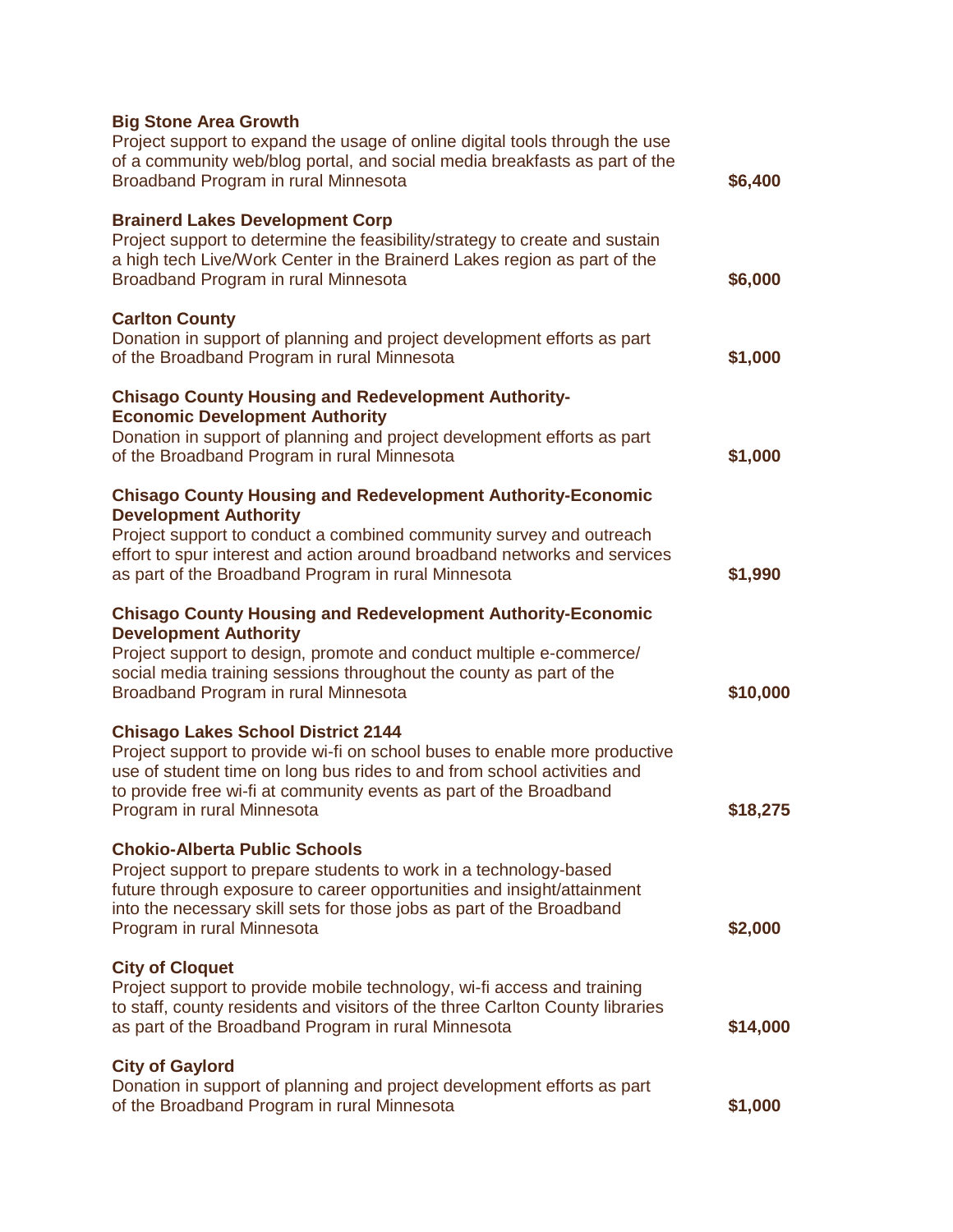**Big Stone Area Growth**
Project support to expand the usage of online digital tools through the use of a community web/blog portal, and social media breakfasts as part of the Broadband Program in rural Minnesota **$6,400**

**Brainerd Lakes Development Corp**
Project support to determine the feasibility/strategy to create and sustain a high tech Live/Work Center in the Brainerd Lakes region as part of the Broadband Program in rural Minnesota **$6,000**

**Carlton County**
Donation in support of planning and project development efforts as part of the Broadband Program in rural Minnesota **$1,000**

**Chisago County Housing and Redevelopment Authority-Economic Development Authority**
Donation in support of planning and project development efforts as part of the Broadband Program in rural Minnesota **$1,000**

**Chisago County Housing and Redevelopment Authority-Economic Development Authority**
Project support to conduct a combined community survey and outreach effort to spur interest and action around broadband networks and services as part of the Broadband Program in rural Minnesota **$1,990**

**Chisago County Housing and Redevelopment Authority-Economic Development Authority**
Project support to design, promote and conduct multiple e-commerce/social media training sessions throughout the county as part of the Broadband Program in rural Minnesota **$10,000**

**Chisago Lakes School District 2144**
Project support to provide wi-fi on school buses to enable more productive use of student time on long bus rides to and from school activities and to provide free wi-fi at community events as part of the Broadband Program in rural Minnesota **$18,275**

**Chokio-Alberta Public Schools**
Project support to prepare students to work in a technology-based future through exposure to career opportunities and insight/attainment into the necessary skill sets for those jobs as part of the Broadband Program in rural Minnesota **$2,000**

**City of Cloquet**
Project support to provide mobile technology, wi-fi access and training to staff, county residents and visitors of the three Carlton County libraries as part of the Broadband Program in rural Minnesota **$14,000**

**City of Gaylord**
Donation in support of planning and project development efforts as part of the Broadband Program in rural Minnesota **$1,000**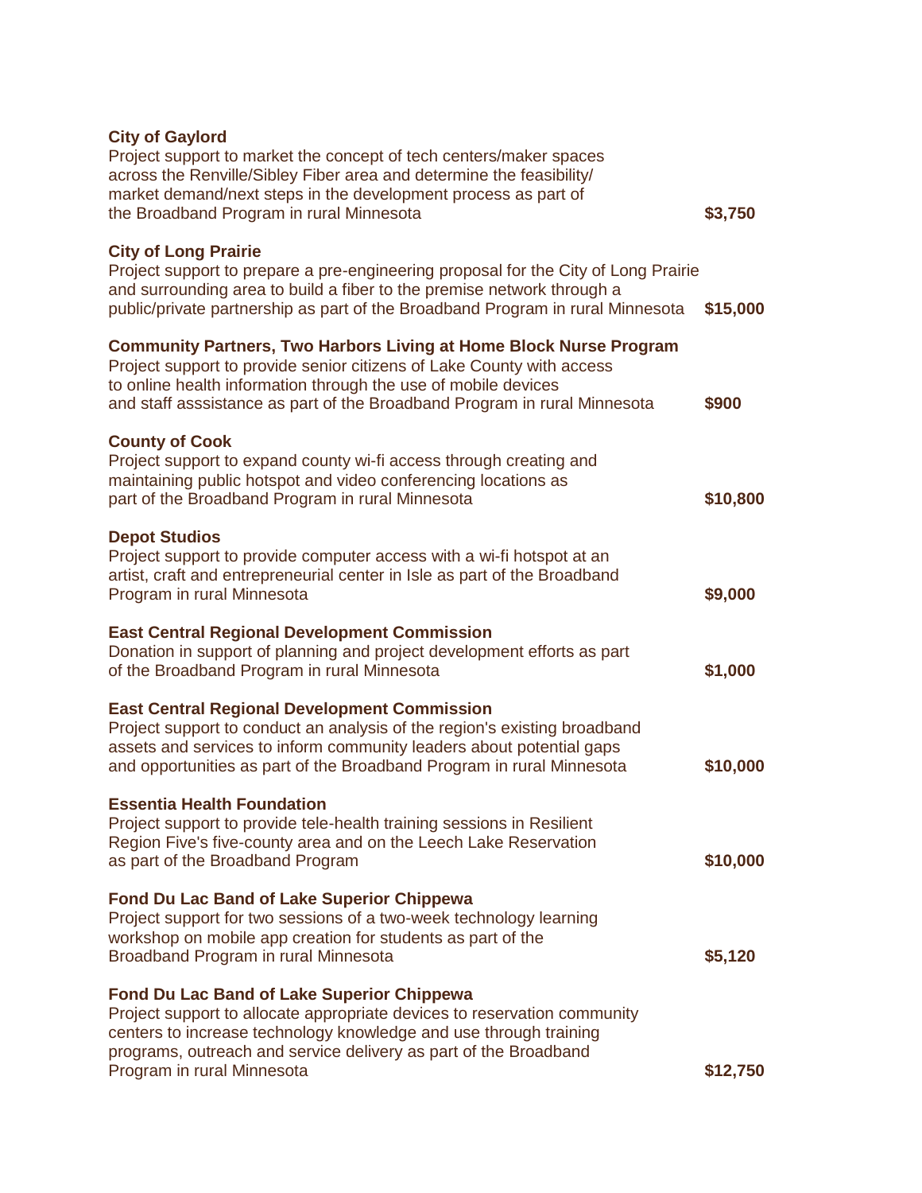**City of Gaylord**
Project support to market the concept of tech centers/maker spaces across the Renville/Sibley Fiber area and determine the feasibility/market demand/next steps in the development process as part of the Broadband Program in rural Minnesota **$3,750**

**City of Long Prairie**
Project support to prepare a pre-engineering proposal for the City of Long Prairie and surrounding area to build a fiber to the premise network through a public/private partnership as part of the Broadband Program in rural Minnesota **$15,000**

**Community Partners, Two Harbors Living at Home Block Nurse Program**
Project support to provide senior citizens of Lake County with access to online health information through the use of mobile devices and staff asssistance as part of the Broadband Program in rural Minnesota **$900**

**County of Cook**
Project support to expand county wi-fi access through creating and maintaining public hotspot and video conferencing locations as part of the Broadband Program in rural Minnesota **$10,800**

**Depot Studios**
Project support to provide computer access with a wi-fi hotspot at an artist, craft and entrepreneurial center in Isle as part of the Broadband Program in rural Minnesota **$9,000**

**East Central Regional Development Commission**
Donation in support of planning and project development efforts as part of the Broadband Program in rural Minnesota **$1,000**

**East Central Regional Development Commission**
Project support to conduct an analysis of the region's existing broadband assets and services to inform community leaders about potential gaps and opportunities as part of the Broadband Program in rural Minnesota **$10,000**

**Essentia Health Foundation**
Project support to provide tele-health training sessions in Resilient Region Five's five-county area and on the Leech Lake Reservation as part of the Broadband Program **$10,000**

**Fond Du Lac Band of Lake Superior Chippewa**
Project support for two sessions of a two-week technology learning workshop on mobile app creation for students as part of the Broadband Program in rural Minnesota **$5,120**

**Fond Du Lac Band of Lake Superior Chippewa**
Project support to allocate appropriate devices to reservation community centers to increase technology knowledge and use through training programs, outreach and service delivery as part of the Broadband Program in rural Minnesota **$12,750**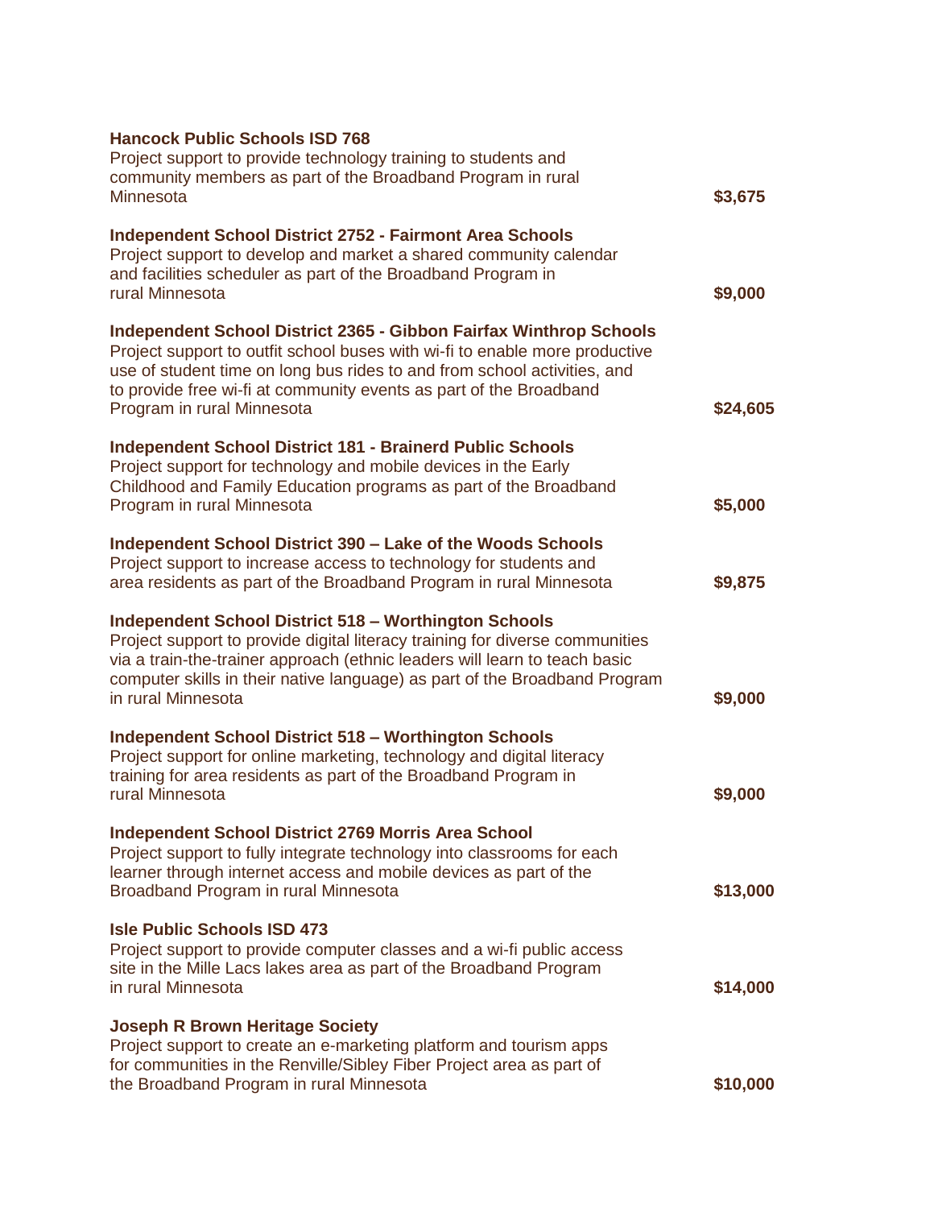**Hancock Public Schools ISD 768**
Project support to provide technology training to students and community members as part of the Broadband Program in rural Minnesota **$3,675**

**Independent School District 2752 - Fairmont Area Schools**
Project support to develop and market a shared community calendar and facilities scheduler as part of the Broadband Program in rural Minnesota **$9,000**

**Independent School District 2365 - Gibbon Fairfax Winthrop Schools**
Project support to outfit school buses with wi-fi to enable more productive use of student time on long bus rides to and from school activities, and to provide free wi-fi at community events as part of the Broadband Program in rural Minnesota **$24,605**

**Independent School District 181 - Brainerd Public Schools**
Project support for technology and mobile devices in the Early Childhood and Family Education programs as part of the Broadband Program in rural Minnesota **$5,000**

**Independent School District 390 – Lake of the Woods Schools**
Project support to increase access to technology for students and area residents as part of the Broadband Program in rural Minnesota **$9,875**

**Independent School District 518 – Worthington Schools**
Project support to provide digital literacy training for diverse communities via a train-the-trainer approach (ethnic leaders will learn to teach basic computer skills in their native language) as part of the Broadband Program in rural Minnesota **$9,000**

**Independent School District 518 – Worthington Schools**
Project support for online marketing, technology and digital literacy training for area residents as part of the Broadband Program in rural Minnesota **$9,000**

**Independent School District 2769 Morris Area School**
Project support to fully integrate technology into classrooms for each learner through internet access and mobile devices as part of the Broadband Program in rural Minnesota **$13,000**

**Isle Public Schools ISD 473**
Project support to provide computer classes and a wi-fi public access site in the Mille Lacs lakes area as part of the Broadband Program in rural Minnesota **$14,000**

**Joseph R Brown Heritage Society**
Project support to create an e-marketing platform and tourism apps for communities in the Renville/Sibley Fiber Project area as part of the Broadband Program in rural Minnesota **$10,000**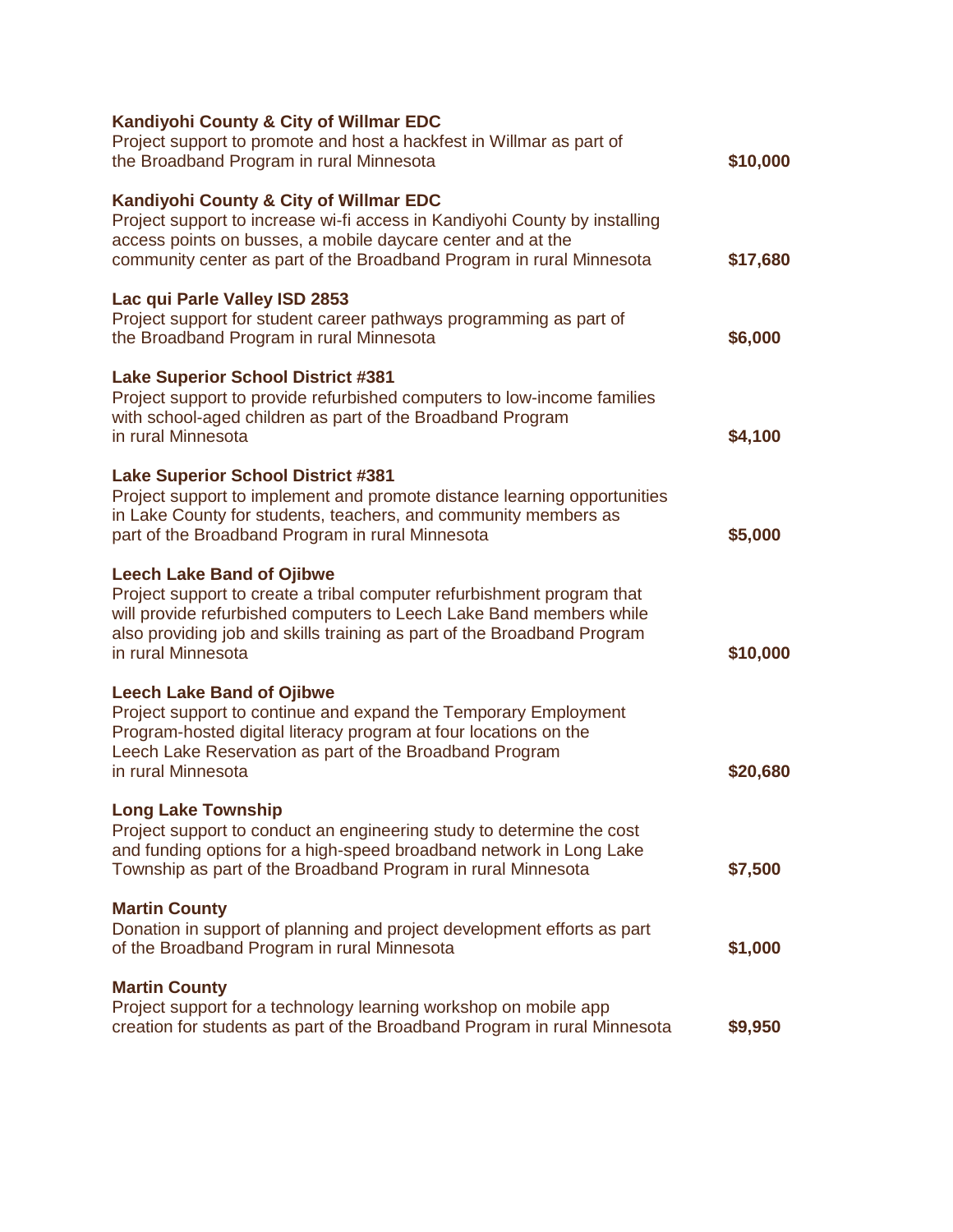**Kandiyohi County & City of Willmar EDC**
Project support to promote and host a hackfest in Willmar as part of the Broadband Program in rural Minnesota **$10,000**

**Kandiyohi County & City of Willmar EDC**
Project support to increase wi-fi access in Kandiyohi County by installing access points on busses, a mobile daycare center and at the community center as part of the Broadband Program in rural Minnesota **$17,680**

**Lac qui Parle Valley ISD 2853**
Project support for student career pathways programming as part of the Broadband Program in rural Minnesota **$6,000**

**Lake Superior School District #381**
Project support to provide refurbished computers to low-income families with school-aged children as part of the Broadband Program in rural Minnesota **$4,100**

**Lake Superior School District #381**
Project support to implement and promote distance learning opportunities in Lake County for students, teachers, and community members as part of the Broadband Program in rural Minnesota **$5,000**

**Leech Lake Band of Ojibwe**
Project support to create a tribal computer refurbishment program that will provide refurbished computers to Leech Lake Band members while also providing job and skills training as part of the Broadband Program in rural Minnesota **$10,000**

**Leech Lake Band of Ojibwe**
Project support to continue and expand the Temporary Employment Program-hosted digital literacy program at four locations on the Leech Lake Reservation as part of the Broadband Program in rural Minnesota **$20,680**

**Long Lake Township**
Project support to conduct an engineering study to determine the cost and funding options for a high-speed broadband network in Long Lake Township as part of the Broadband Program in rural Minnesota **$7,500**

**Martin County**
Donation in support of planning and project development efforts as part of the Broadband Program in rural Minnesota **$1,000**

**Martin County**
Project support for a technology learning workshop on mobile app creation for students as part of the Broadband Program in rural Minnesota **$9,950**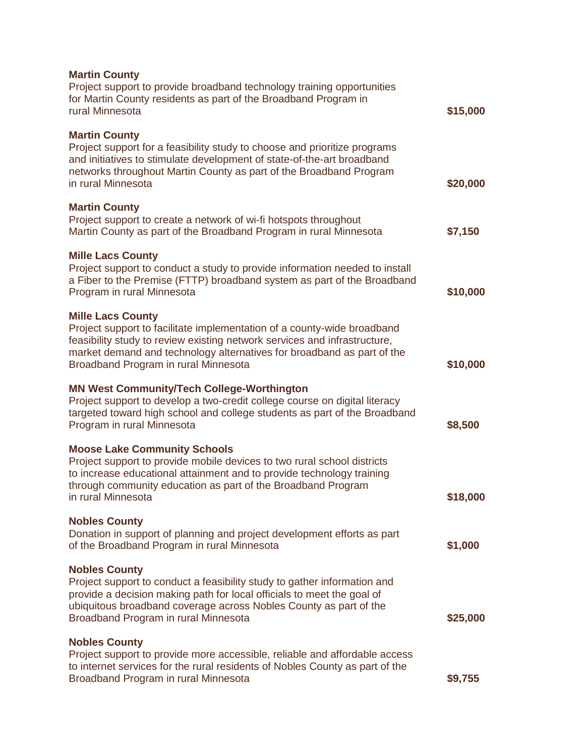**Martin County**
Project support to provide broadband technology training opportunities for Martin County residents as part of the Broadband Program in rural Minnesota **$15,000**

**Martin County**
Project support for a feasibility study to choose and prioritize programs and initiatives to stimulate development of state-of-the-art broadband networks throughout Martin County as part of the Broadband Program in rural Minnesota **$20,000**

**Martin County**
Project support to create a network of wi-fi hotspots throughout Martin County as part of the Broadband Program in rural Minnesota **$7,150**

**Mille Lacs County**
Project support to conduct a study to provide information needed to install a Fiber to the Premise (FTTP) broadband system as part of the Broadband Program in rural Minnesota **$10,000**

**Mille Lacs County**
Project support to facilitate implementation of a county-wide broadband feasibility study to review existing network services and infrastructure, market demand and technology alternatives for broadband as part of the Broadband Program in rural Minnesota **$10,000**

**MN West Community/Tech College-Worthington**
Project support to develop a two-credit college course on digital literacy targeted toward high school and college students as part of the Broadband Program in rural Minnesota **$8,500**

**Moose Lake Community Schools**
Project support to provide mobile devices to two rural school districts to increase educational attainment and to provide technology training through community education as part of the Broadband Program in rural Minnesota **$18,000**

**Nobles County**
Donation in support of planning and project development efforts as part of the Broadband Program in rural Minnesota **$1,000**

**Nobles County**
Project support to conduct a feasibility study to gather information and provide a decision making path for local officials to meet the goal of ubiquitous broadband coverage across Nobles County as part of the Broadband Program in rural Minnesota **$25,000**

**Nobles County**
Project support to provide more accessible, reliable and affordable access to internet services for the rural residents of Nobles County as part of the Broadband Program in rural Minnesota **$9,755**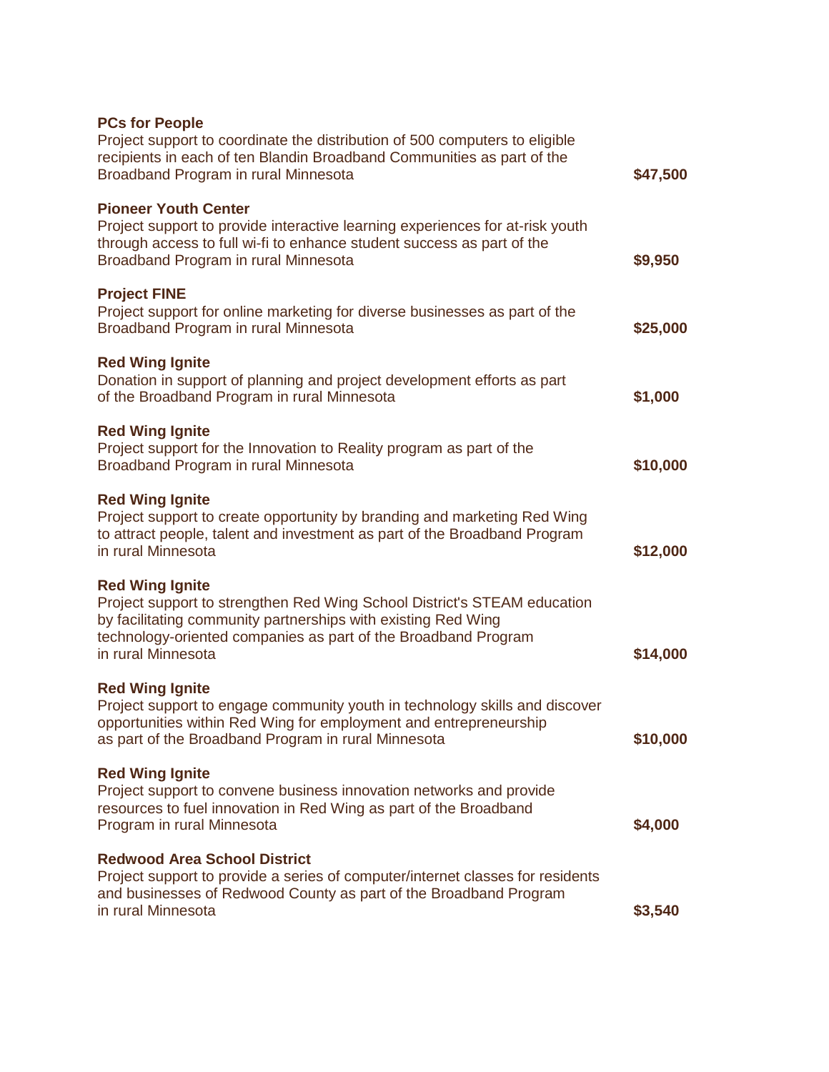**PCs for People**
Project support to coordinate the distribution of 500 computers to eligible recipients in each of ten Blandin Broadband Communities as part of the Broadband Program in rural Minnesota **$47,500**

**Pioneer Youth Center**
Project support to provide interactive learning experiences for at-risk youth through access to full wi-fi to enhance student success as part of the Broadband Program in rural Minnesota **$9,950**

**Project FINE**
Project support for online marketing for diverse businesses as part of the Broadband Program in rural Minnesota **$25,000**

**Red Wing Ignite**
Donation in support of planning and project development efforts as part of the Broadband Program in rural Minnesota **$1,000**

**Red Wing Ignite**
Project support for the Innovation to Reality program as part of the Broadband Program in rural Minnesota **$10,000**

**Red Wing Ignite**
Project support to create opportunity by branding and marketing Red Wing to attract people, talent and investment as part of the Broadband Program in rural Minnesota **$12,000**

**Red Wing Ignite**
Project support to strengthen Red Wing School District's STEAM education by facilitating community partnerships with existing Red Wing technology-oriented companies as part of the Broadband Program in rural Minnesota **$14,000**

**Red Wing Ignite**
Project support to engage community youth in technology skills and discover opportunities within Red Wing for employment and entrepreneurship as part of the Broadband Program in rural Minnesota **$10,000**

**Red Wing Ignite**
Project support to convene business innovation networks and provide resources to fuel innovation in Red Wing as part of the Broadband Program in rural Minnesota **$4,000**

**Redwood Area School District**
Project support to provide a series of computer/internet classes for residents and businesses of Redwood County as part of the Broadband Program in rural Minnesota **$3,540**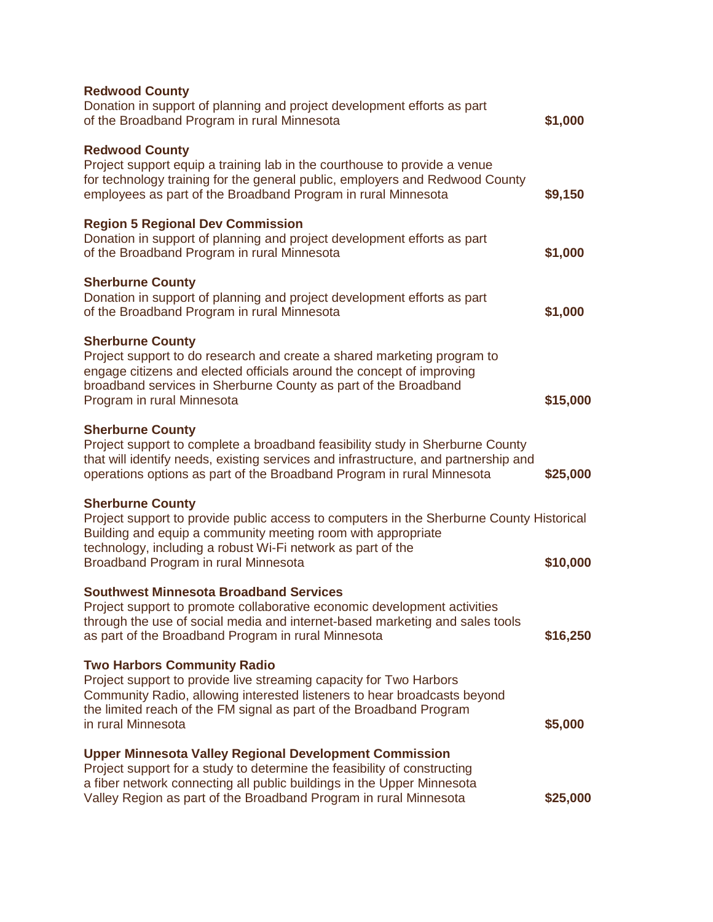**Redwood County**
Donation in support of planning and project development efforts as part of the Broadband Program in rural Minnesota **$1,000**

**Redwood County**
Project support equip a training lab in the courthouse to provide a venue for technology training for the general public, employers and Redwood County employees as part of the Broadband Program in rural Minnesota **$9,150**

**Region 5 Regional Dev Commission**
Donation in support of planning and project development efforts as part of the Broadband Program in rural Minnesota **$1,000**

**Sherburne County**
Donation in support of planning and project development efforts as part of the Broadband Program in rural Minnesota **$1,000**

**Sherburne County**
Project support to do research and create a shared marketing program to engage citizens and elected officials around the concept of improving broadband services in Sherburne County as part of the Broadband Program in rural Minnesota **$15,000**

**Sherburne County**
Project support to complete a broadband feasibility study in Sherburne County that will identify needs, existing services and infrastructure, and partnership and operations options as part of the Broadband Program in rural Minnesota **$25,000**

**Sherburne County**
Project support to provide public access to computers in the Sherburne County Historical Building and equip a community meeting room with appropriate technology, including a robust Wi-Fi network as part of the Broadband Program in rural Minnesota **$10,000**

**Southwest Minnesota Broadband Services**
Project support to promote collaborative economic development activities through the use of social media and internet-based marketing and sales tools as part of the Broadband Program in rural Minnesota **$16,250**

**Two Harbors Community Radio**
Project support to provide live streaming capacity for Two Harbors Community Radio, allowing interested listeners to hear broadcasts beyond the limited reach of the FM signal as part of the Broadband Program in rural Minnesota **$5,000**

**Upper Minnesota Valley Regional Development Commission**
Project support for a study to determine the feasibility of constructing a fiber network connecting all public buildings in the Upper Minnesota Valley Region as part of the Broadband Program in rural Minnesota **$25,000**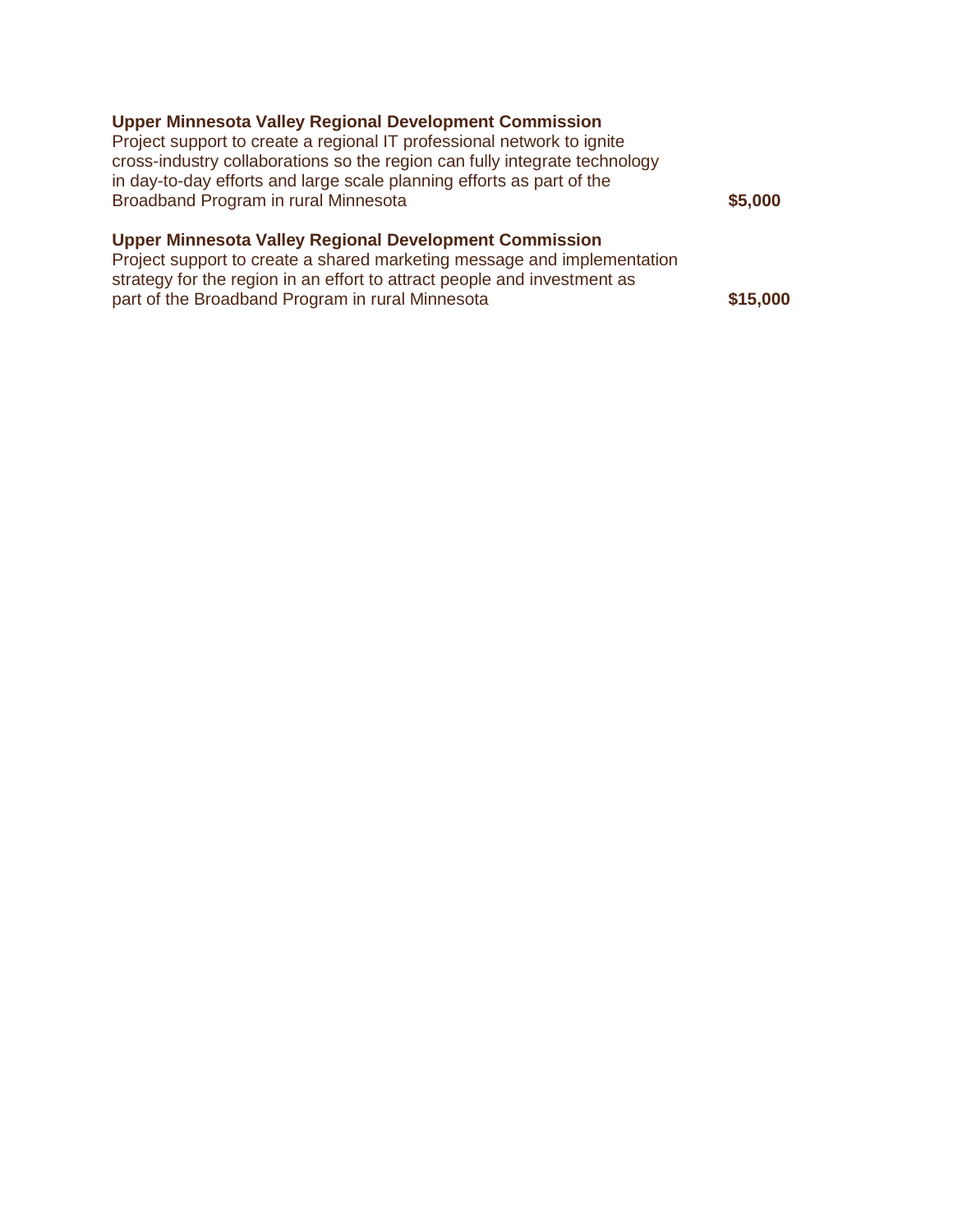**Upper Minnesota Valley Regional Development Commission**
Project support to create a regional IT professional network to ignite cross-industry collaborations so the region can fully integrate technology in day-to-day efforts and large scale planning efforts as part of the Broadband Program in rural Minnesota **$5,000**

**Upper Minnesota Valley Regional Development Commission**
Project support to create a shared marketing message and implementation strategy for the region in an effort to attract people and investment as part of the Broadband Program in rural Minnesota **$15,000**